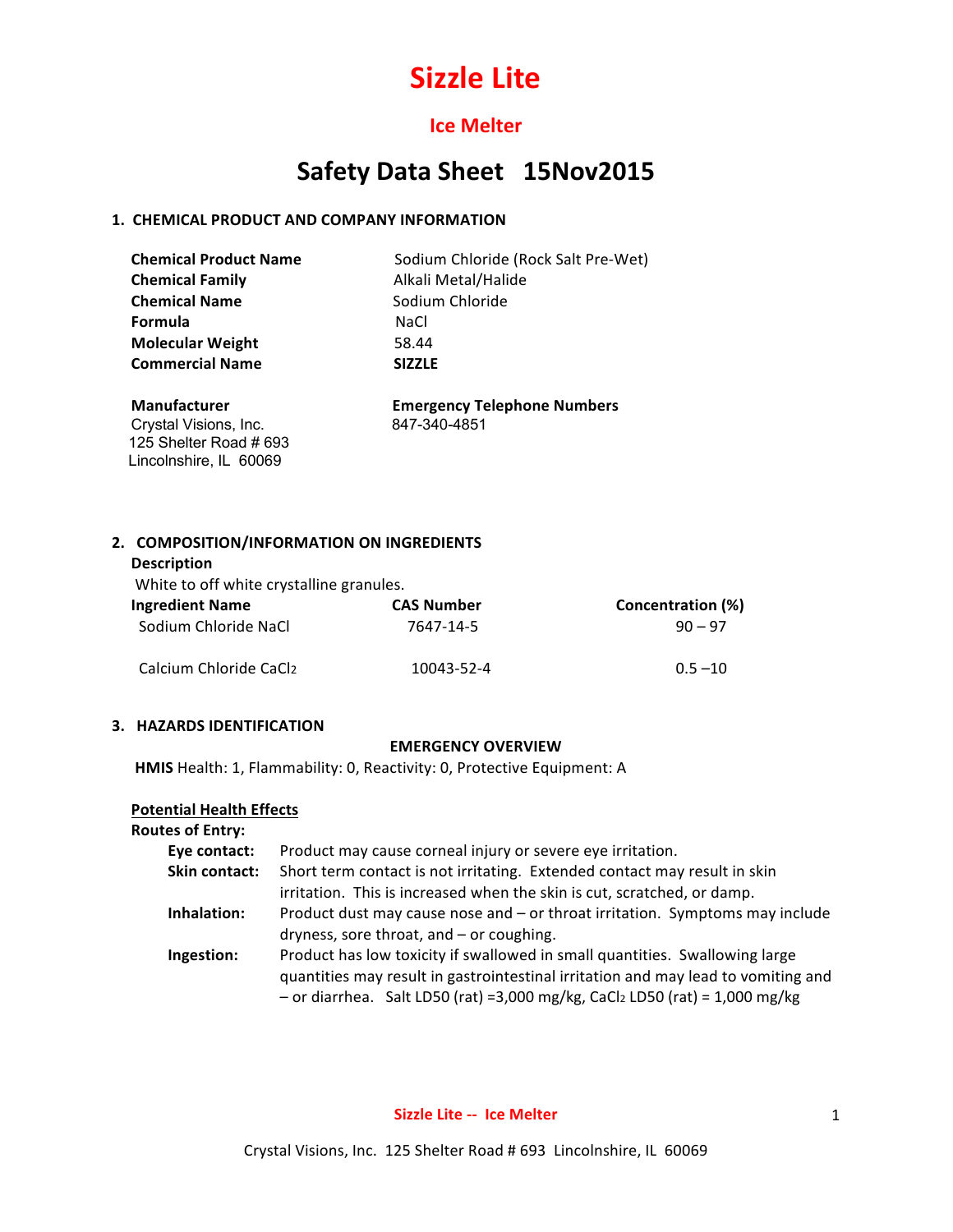# Sizzle Lite

## Ice Melter

# Safety Data Sheet 15Nov2015

### 1. CHEMICAL PRODUCT AND COMPANY INFORMATION

| | |
|---|---|
| **Chemical Product Name** | Sodium Chloride (Rock Salt Pre-Wet) |
| **Chemical Family** | Alkali Metal/Halide |
| **Chemical Name** | Sodium Chloride |
| **Formula** | NaCl |
| **Molecular Weight** | 58.44 |
| **Commercial Name** | **SIZZLE** |

**Manufacturer**
Crystal Visions, Inc.
125 Shelter Road # 693
Lincolnshire, IL 60069

**Emergency Telephone Numbers**
847-340-4851

### 2. COMPOSITION/INFORMATION ON INGREDIENTS

**Description**

White to off white crystalline granules.

| Ingredient Name | CAS Number | Concentration (%) |
|---|---|---|
| Sodium Chloride NaCl | 7647-14-5 | 90 – 97 |
| Calcium Chloride $CaCl_2$ | 10043-52-4 | 0.5 –10 |

### 3. HAZARDS IDENTIFICATION

**EMERGENCY OVERVIEW**

**HMIS** Health: 1, Flammability: 0, Reactivity: 0, Protective Equipment: A

**Potential Health Effects**

**Routes of Entry:**

**Eye contact:** Product may cause corneal injury or severe eye irritation.

**Skin contact:** Short term contact is not irritating. Extended contact may result in skin irritation. This is increased when the skin is cut, scratched, or damp.

**Inhalation:** Product dust may cause nose and – or throat irritation. Symptoms may include dryness, sore throat, and – or coughing.

**Ingestion:** Product has low toxicity if swallowed in small quantities. Swallowing large quantities may result in gastrointestinal irritation and may lead to vomiting and – or diarrhea. Salt LD50 (rat) =3,000 mg/kg, $CaCl_2$ LD50 (rat) = 1,000 mg/kg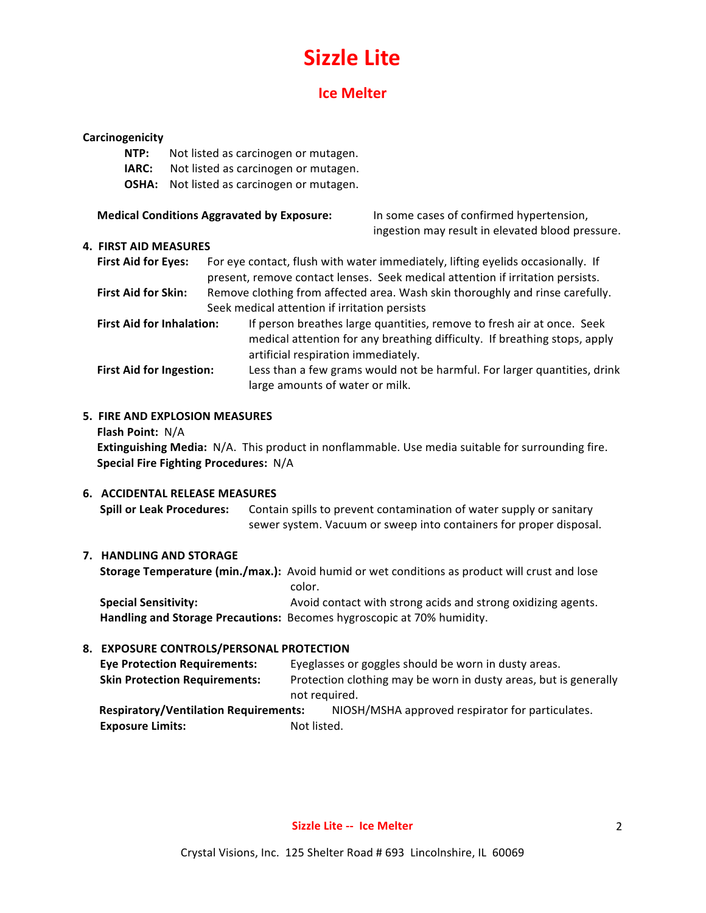# Sizzle Lite

## Ice Melter

**Carcinogenicity**

- **NTP:** Not listed as carcinogen or mutagen.
- **IARC:** Not listed as carcinogen or mutagen.
- **OSHA:** Not listed as carcinogen or mutagen.

**Medical Conditions Aggravated by Exposure:** In some cases of confirmed hypertension, ingestion may result in elevated blood pressure.

## 4. FIRST AID MEASURES

**First Aid for Eyes:** For eye contact, flush with water immediately, lifting eyelids occasionally. If present, remove contact lenses. Seek medical attention if irritation persists.

**First Aid for Skin:** Remove clothing from affected area. Wash skin thoroughly and rinse carefully. Seek medical attention if irritation persists

**First Aid for Inhalation:** If person breathes large quantities, remove to fresh air at once. Seek medical attention for any breathing difficulty. If breathing stops, apply artificial respiration immediately.

**First Aid for Ingestion:** Less than a few grams would not be harmful. For larger quantities, drink large amounts of water or milk.

## 5. FIRE AND EXPLOSION MEASURES

**Flash Point:** N/A

**Extinguishing Media:** N/A. This product in nonflammable. Use media suitable for surrounding fire.

**Special Fire Fighting Procedures:** N/A

## 6. ACCIDENTAL RELEASE MEASURES

**Spill or Leak Procedures:** Contain spills to prevent contamination of water supply or sanitary sewer system. Vacuum or sweep into containers for proper disposal.

## 7. HANDLING AND STORAGE

**Storage Temperature (min./max.):** Avoid humid or wet conditions as product will crust and lose color.

**Special Sensitivity:** Avoid contact with strong acids and strong oxidizing agents.

**Handling and Storage Precautions:** Becomes hygroscopic at 70% humidity.

## 8. EXPOSURE CONTROLS/PERSONAL PROTECTION

**Eye Protection Requirements:** Eyeglasses or goggles should be worn in dusty areas.

**Skin Protection Requirements:** Protection clothing may be worn in dusty areas, but is generally not required.

**Respiratory/Ventilation Requirements:** NIOSH/MSHA approved respirator for particulates.

**Exposure Limits:** Not listed.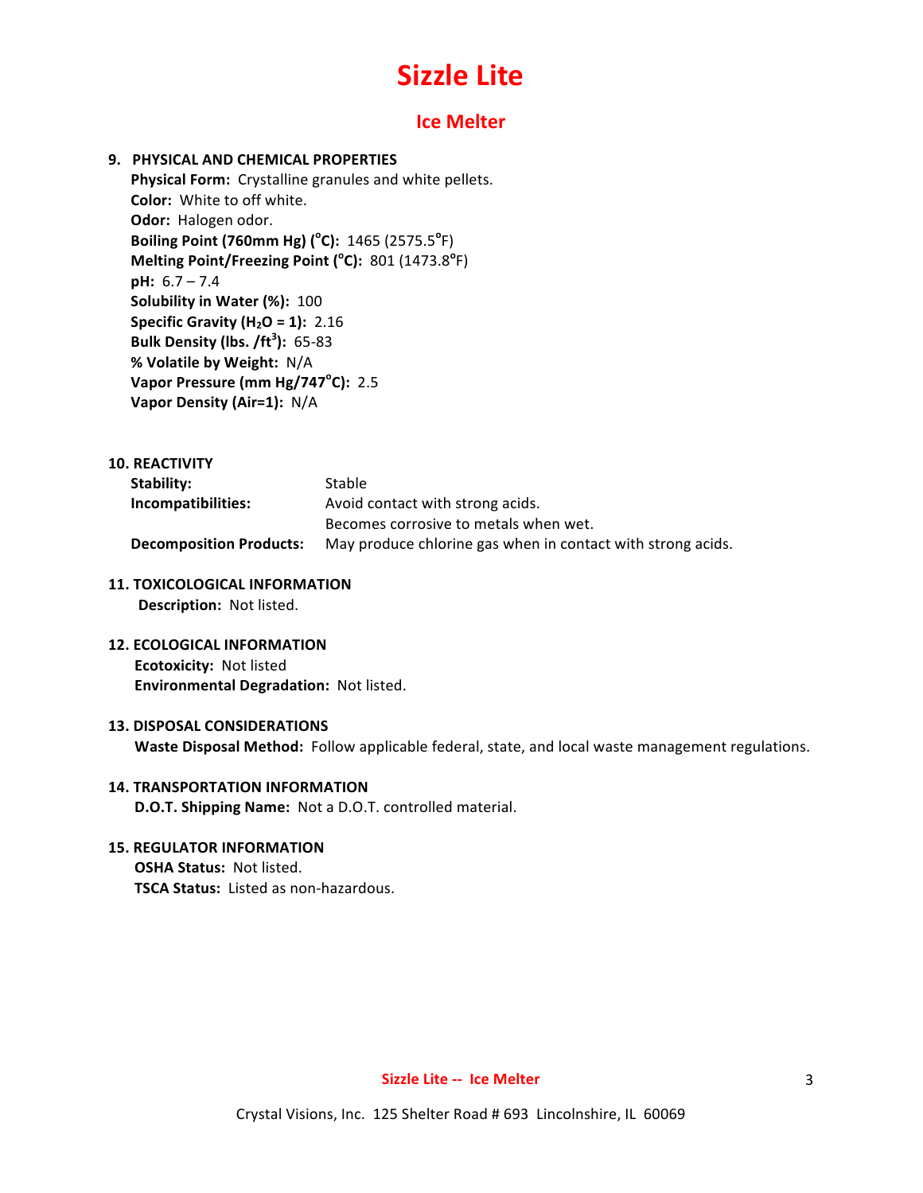# Sizzle Lite

## Ice Melter

### 9. PHYSICAL AND CHEMICAL PROPERTIES

**Physical Form:** Crystalline granules and white pellets.
**Color:** White to off white.
**Odor:** Halogen odor.
**Boiling Point (760mm Hg) (°C):** 1465 (2575.5°F)
**Melting Point/Freezing Point (°C):** 801 (1473.8°F)
**pH:** 6.7 – 7.4
**Solubility in Water (%):** 100
**Specific Gravity ($H_2O$ = 1):** 2.16
**Bulk Density (lbs. /$ft^3$):** 65-83
**% Volatile by Weight:** N/A
**Vapor Pressure (mm Hg/747°C):** 2.5
**Vapor Density (Air=1):** N/A

### 10. REACTIVITY

| | |
|---|---|
| **Stability:** | Stable |
| **Incompatibilities:** | Avoid contact with strong acids. Becomes corrosive to metals when wet. |
| **Decomposition Products:** | May produce chlorine gas when in contact with strong acids. |

### 11. TOXICOLOGICAL INFORMATION

**Description:** Not listed.

### 12. ECOLOGICAL INFORMATION

**Ecotoxicity:** Not listed
**Environmental Degradation:** Not listed.

### 13. DISPOSAL CONSIDERATIONS

**Waste Disposal Method:** Follow applicable federal, state, and local waste management regulations.

### 14. TRANSPORTATION INFORMATION

**D.O.T. Shipping Name:** Not a D.O.T. controlled material.

### 15. REGULATOR INFORMATION

**OSHA Status:** Not listed.
**TSCA Status:** Listed as non-hazardous.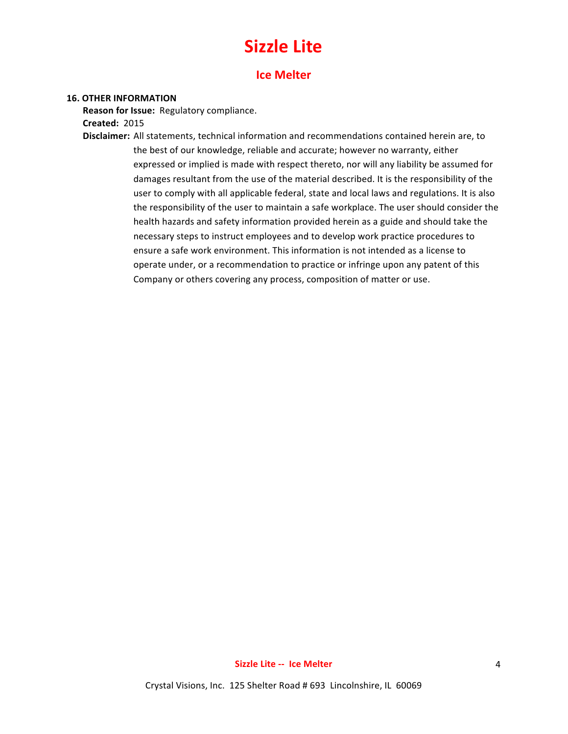## 16. OTHER INFORMATION

**Reason for Issue:** Regulatory compliance.

**Created:** 2015

**Disclaimer:** All statements, technical information and recommendations contained herein are, to the best of our knowledge, reliable and accurate; however no warranty, either expressed or implied is made with respect thereto, nor will any liability be assumed for damages resultant from the use of the material described. It is the responsibility of the user to comply with all applicable federal, state and local laws and regulations. It is also the responsibility of the user to maintain a safe workplace. The user should consider the health hazards and safety information provided herein as a guide and should take the necessary steps to instruct employees and to develop work practice procedures to ensure a safe work environment. This information is not intended as a license to operate under, or a recommendation to practice or infringe upon any patent of this Company or others covering any process, composition of matter or use.